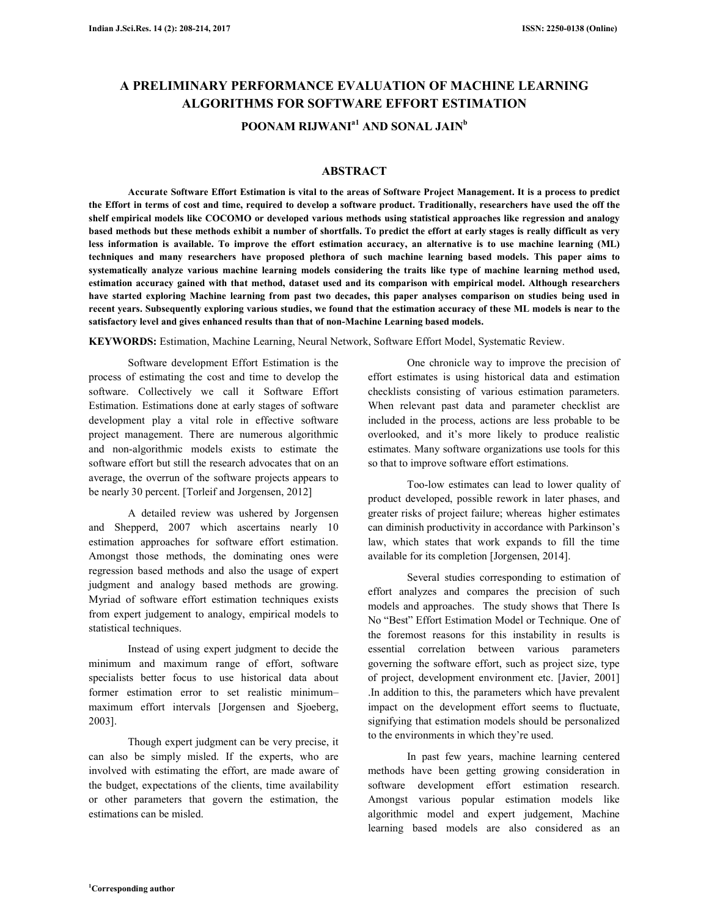# A PRELIMINARY PERFORMANCE EVALUATION OF MACHINE LEARNING ALGORITHMS FOR SOFTWARE EFFORT ESTIMATION

## POONAM RIJWANI[a1] AND SONAL JAIN[b]

## ABSTRACT

**Accurate Software Effort Estimation is vital to the areas of Software Project Management. It is a process to predict the Effort in terms of cost and time, required to develop a software product. Traditionally, researchers have used the off the shelf empirical models like COCOMO or developed various methods using statistical approaches like regression and analogy based methods but these methods exhibit a number of shortfalls. To predict the effort at early stages is really difficult as very less information is available. To improve the effort estimation accuracy, an alternative is to use machine learning (ML) techniques and many researchers have proposed plethora of such machine learning based models. This paper aims to systematically analyze various machine learning models considering the traits like type of machine learning method used, estimation accuracy gained with that method, dataset used and its comparison with empirical model. Although researchers have started exploring Machine learning from past two decades, this paper analyses comparison on studies being used in recent years. Subsequently exploring various studies, we found that the estimation accuracy of these ML models is near to the satisfactory level and gives enhanced results than that of non-Machine Learning based models.**

**KEYWORDS:** Estimation, Machine Learning, Neural Network, Software Effort Model, Systematic Review.

Software development Effort Estimation is the process of estimating the cost and time to develop the software. Collectively we call it Software Effort Estimation. Estimations done at early stages of software development play a vital role in effective software project management. There are numerous algorithmic and non-algorithmic models exists to estimate the software effort but still the research advocates that on an average, the overrun of the software projects appears to be nearly 30 percent. [Torleif and Jorgensen, 2012]

A detailed review was ushered by Jorgensen and Shepperd, 2007 which ascertains nearly 10 estimation approaches for software effort estimation. Amongst those methods, the dominating ones were regression based methods and also the usage of expert judgment and analogy based methods are growing. Myriad of software effort estimation techniques exists from expert judgement to analogy, empirical models to statistical techniques.

Instead of using expert judgment to decide the minimum and maximum range of effort, software specialists better focus to use historical data about former estimation error to set realistic minimum–maximum effort intervals [Jorgensen and Sjoeberg, 2003].

Though expert judgment can be very precise, it can also be simply misled. If the experts, who are involved with estimating the effort, are made aware of the budget, expectations of the clients, time availability or other parameters that govern the estimation, the estimations can be misled.

One chronicle way to improve the precision of effort estimates is using historical data and estimation checklists consisting of various estimation parameters. When relevant past data and parameter checklist are included in the process, actions are less probable to be overlooked, and it's more likely to produce realistic estimates. Many software organizations use tools for this so that to improve software effort estimations.

Too-low estimates can lead to lower quality of product developed, possible rework in later phases, and greater risks of project failure; whereas higher estimates can diminish productivity in accordance with Parkinson's law, which states that work expands to fill the time available for its completion [Jorgensen, 2014].

Several studies corresponding to estimation of effort analyzes and compares the precision of such models and approaches. The study shows that There Is No "Best" Effort Estimation Model or Technique. One of the foremost reasons for this instability in results is essential correlation between various parameters governing the software effort, such as project size, type of project, development environment etc. [Javier, 2001] .In addition to this, the parameters which have prevalent impact on the development effort seems to fluctuate, signifying that estimation models should be personalized to the environments in which they're used.

In past few years, machine learning centered methods have been getting growing consideration in software development effort estimation research. Amongst various popular estimation models like algorithmic model and expert judgement, Machine learning based models are also considered as an

[1]**Corresponding author**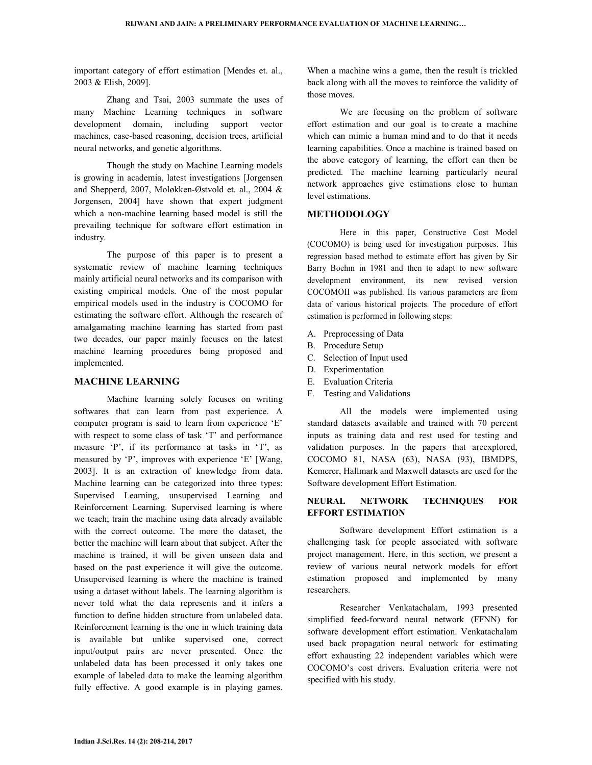important category of effort estimation [Mendes et. al., 2003 & Elish, 2009].

Zhang and Tsai, 2003 summate the uses of many Machine Learning techniques in software development domain, including support vector machines, case-based reasoning, decision trees, artificial neural networks, and genetic algorithms.

Though the study on Machine Learning models is growing in academia, latest investigations [Jorgensen and Shepperd, 2007, Moløkken-Østvold et. al., 2004 & Jorgensen, 2004] have shown that expert judgment which a non-machine learning based model is still the prevailing technique for software effort estimation in industry.

The purpose of this paper is to present a systematic review of machine learning techniques mainly artificial neural networks and its comparison with existing empirical models. One of the most popular empirical models used in the industry is COCOMO for estimating the software effort. Although the research of amalgamating machine learning has started from past two decades, our paper mainly focuses on the latest machine learning procedures being proposed and implemented.

## MACHINE LEARNING

Machine learning solely focuses on writing softwares that can learn from past experience. A computer program is said to learn from experience 'E' with respect to some class of task 'T' and performance measure 'P', if its performance at tasks in 'T', as measured by 'P', improves with experience 'E' [Wang, 2003]. It is an extraction of knowledge from data. Machine learning can be categorized into three types: Supervised Learning, unsupervised Learning and Reinforcement Learning. Supervised learning is where we teach; train the machine using data already available with the correct outcome. The more the dataset, the better the machine will learn about that subject. After the machine is trained, it will be given unseen data and based on the past experience it will give the outcome. Unsupervised learning is where the machine is trained using a dataset without labels. The learning algorithm is never told what the data represents and it infers a function to define hidden structure from unlabeled data. Reinforcement learning is the one in which training data is available but unlike supervised one, correct input/output pairs are never presented. Once the unlabeled data has been processed it only takes one example of labeled data to make the learning algorithm fully effective. A good example is in playing games. When a machine wins a game, then the result is trickled back along with all the moves to reinforce the validity of those moves.

We are focusing on the problem of software effort estimation and our goal is to create a machine which can mimic a human mind and to do that it needs learning capabilities. Once a machine is trained based on the above category of learning, the effort can then be predicted. The machine learning particularly neural network approaches give estimations close to human level estimations.

## METHODOLOGY

Here in this paper, Constructive Cost Model (COCOMO) is being used for investigation purposes. This regression based method to estimate effort has given by Sir Barry Boehm in 1981 and then to adapt to new software development environment, its new revised version COCOMOII was published. Its various parameters are from data of various historical projects. The procedure of effort estimation is performed in following steps:

A. Preprocessing of Data
B. Procedure Setup
C. Selection of Input used
D. Experimentation
E. Evaluation Criteria
F. Testing and Validations

All the models were implemented using standard datasets available and trained with 70 percent inputs as training data and rest used for testing and validation purposes. In the papers that areexplored, COCOMO 81, NASA (63), NASA (93), IBMDPS, Kemerer, Hallmark and Maxwell datasets are used for the Software development Effort Estimation.

## NEURAL NETWORK TECHNIQUES FOR EFFORT ESTIMATION

Software development Effort estimation is a challenging task for people associated with software project management. Here, in this section, we present a review of various neural network models for effort estimation proposed and implemented by many researchers.

Researcher Venkatachalam, 1993 presented simplified feed-forward neural network (FFNN) for software development effort estimation. Venkatachalam used back propagation neural network for estimating effort exhausting 22 independent variables which were COCOMO's cost drivers. Evaluation criteria were not specified with his study.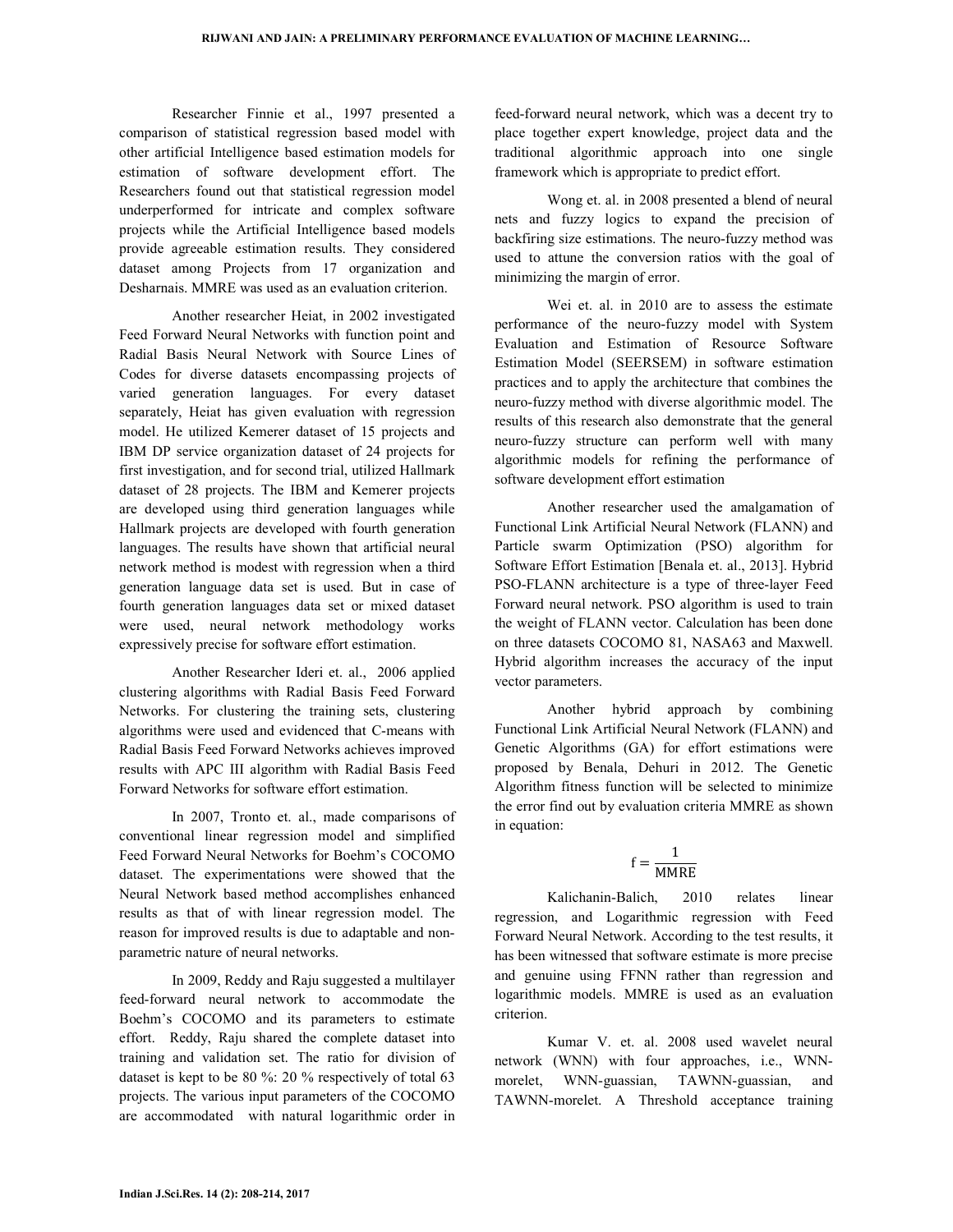Researcher Finnie et al., 1997 presented a comparison of statistical regression based model with other artificial Intelligence based estimation models for estimation of software development effort. The Researchers found out that statistical regression model underperformed for intricate and complex software projects while the Artificial Intelligence based models provide agreeable estimation results. They considered dataset among Projects from 17 organization and Desharnais. MMRE was used as an evaluation criterion.

Another researcher Heiat, in 2002 investigated Feed Forward Neural Networks with function point and Radial Basis Neural Network with Source Lines of Codes for diverse datasets encompassing projects of varied generation languages. For every dataset separately, Heiat has given evaluation with regression model. He utilized Kemerer dataset of 15 projects and IBM DP service organization dataset of 24 projects for first investigation, and for second trial, utilized Hallmark dataset of 28 projects. The IBM and Kemerer projects are developed using third generation languages while Hallmark projects are developed with fourth generation languages. The results have shown that artificial neural network method is modest with regression when a third generation language data set is used. But in case of fourth generation languages data set or mixed dataset were used, neural network methodology works expressively precise for software effort estimation.

Another Researcher Ideri et. al., 2006 applied clustering algorithms with Radial Basis Feed Forward Networks. For clustering the training sets, clustering algorithms were used and evidenced that C-means with Radial Basis Feed Forward Networks achieves improved results with APC III algorithm with Radial Basis Feed Forward Networks for software effort estimation.

In 2007, Tronto et. al., made comparisons of conventional linear regression model and simplified Feed Forward Neural Networks for Boehm's COCOMO dataset. The experimentations were showed that the Neural Network based method accomplishes enhanced results as that of with linear regression model. The reason for improved results is due to adaptable and non-parametric nature of neural networks.

In 2009, Reddy and Raju suggested a multilayer feed-forward neural network to accommodate the Boehm's COCOMO and its parameters to estimate effort. Reddy, Raju shared the complete dataset into training and validation set. The ratio for division of dataset is kept to be 80 %: 20 % respectively of total 63 projects. The various input parameters of the COCOMO are accommodated with natural logarithmic order in feed-forward neural network, which was a decent try to place together expert knowledge, project data and the traditional algorithmic approach into one single framework which is appropriate to predict effort.

Wong et. al. in 2008 presented a blend of neural nets and fuzzy logics to expand the precision of backfiring size estimations. The neuro-fuzzy method was used to attune the conversion ratios with the goal of minimizing the margin of error.

Wei et. al. in 2010 are to assess the estimate performance of the neuro-fuzzy model with System Evaluation and Estimation of Resource Software Estimation Model (SEERSEM) in software estimation practices and to apply the architecture that combines the neuro-fuzzy method with diverse algorithmic model. The results of this research also demonstrate that the general neuro-fuzzy structure can perform well with many algorithmic models for refining the performance of software development effort estimation

Another researcher used the amalgamation of Functional Link Artificial Neural Network (FLANN) and Particle swarm Optimization (PSO) algorithm for Software Effort Estimation [Benala et. al., 2013]. Hybrid PSO-FLANN architecture is a type of three-layer Feed Forward neural network. PSO algorithm is used to train the weight of FLANN vector. Calculation has been done on three datasets COCOMO 81, NASA63 and Maxwell. Hybrid algorithm increases the accuracy of the input vector parameters.

Another hybrid approach by combining Functional Link Artificial Neural Network (FLANN) and Genetic Algorithms (GA) for effort estimations were proposed by Benala, Dehuri in 2012. The Genetic Algorithm fitness function will be selected to minimize the error find out by evaluation criteria MMRE as shown in equation:

$$f = \frac{1}{\text{MMRE}}$$

Kalichanin-Balich, 2010 relates linear regression, and Logarithmic regression with Feed Forward Neural Network. According to the test results, it has been witnessed that software estimate is more precise and genuine using FFNN rather than regression and logarithmic models. MMRE is used as an evaluation criterion.

Kumar V. et. al. 2008 used wavelet neural network (WNN) with four approaches, i.e., WNN-morelet, WNN-guassian, TAWNN-guassian, and TAWNN-morelet. A Threshold acceptance training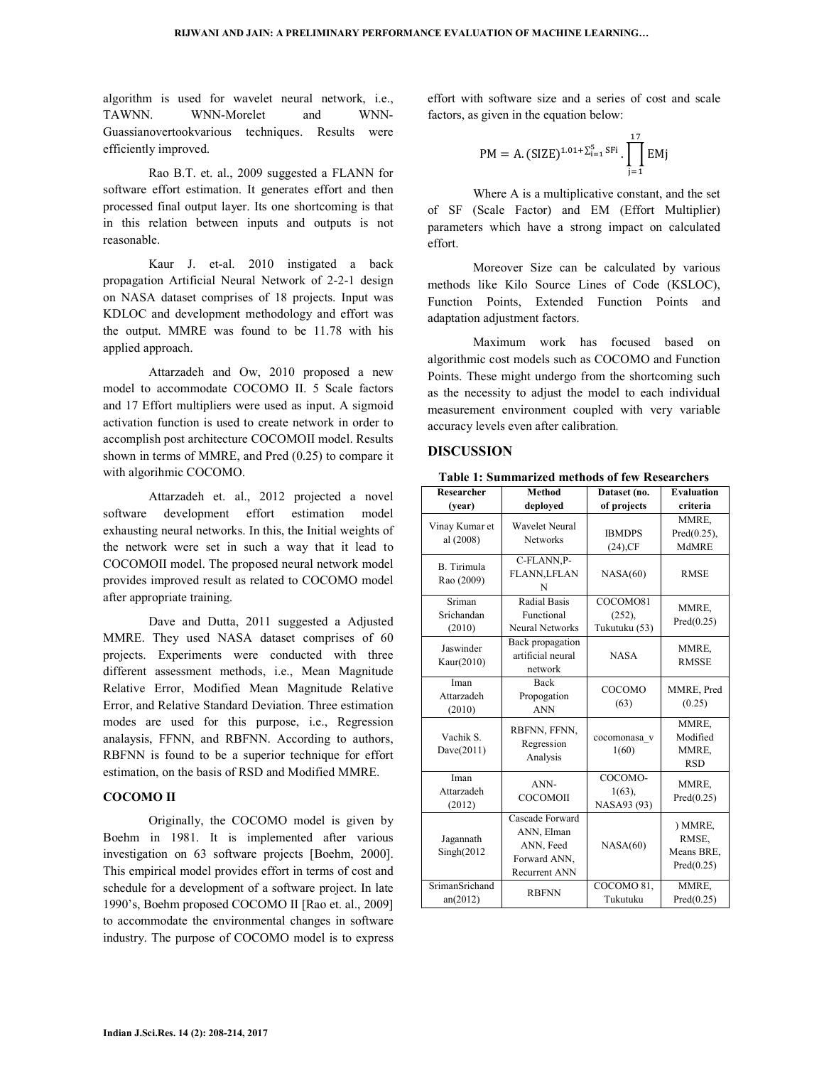algorithm is used for wavelet neural network, i.e., TAWNN. WNN-Morelet and WNN-Guassianovertookvarious techniques. Results were efficiently improved.

Rao B.T. et. al., 2009 suggested a FLANN for software effort estimation. It generates effort and then processed final output layer. Its one shortcoming is that in this relation between inputs and outputs is not reasonable.

Kaur J. et-al. 2010 instigated a back propagation Artificial Neural Network of 2-2-1 design on NASA dataset comprises of 18 projects. Input was KDLOC and development methodology and effort was the output. MMRE was found to be 11.78 with his applied approach.

Attarzadeh and Ow, 2010 proposed a new model to accommodate COCOMO II. 5 Scale factors and 17 Effort multipliers were used as input. A sigmoid activation function is used to create network in order to accomplish post architecture COCOMOII model. Results shown in terms of MMRE, and Pred (0.25) to compare it with algorihmic COCOMO.

Attarzadeh et. al., 2012 projected a novel software development effort estimation model exhausting neural networks. In this, the Initial weights of the network were set in such a way that it lead to COCOMOII model. The proposed neural network model provides improved result as related to COCOMO model after appropriate training.

Dave and Dutta, 2011 suggested a Adjusted MMRE. They used NASA dataset comprises of 60 projects. Experiments were conducted with three different assessment methods, i.e., Mean Magnitude Relative Error, Modified Mean Magnitude Relative Error, and Relative Standard Deviation. Three estimation modes are used for this purpose, i.e., Regression analaysis, FFNN, and RBFNN. According to authors, RBFNN is found to be a superior technique for effort estimation, on the basis of RSD and Modified MMRE.

## COCOMO II

Originally, the COCOMO model is given by Boehm in 1981. It is implemented after various investigation on 63 software projects [Boehm, 2000]. This empirical model provides effort in terms of cost and schedule for a development of a software project. In late 1990's, Boehm proposed COCOMO II [Rao et. al., 2009] to accommodate the environmental changes in software industry. The purpose of COCOMO model is to express effort with software size and a series of cost and scale factors, as given in the equation below:

$$PM = A.(SIZE)^{1.01+\sum_{i=1}^{5} SFi} . \prod_{j=1}^{17} EMj$$

Where A is a multiplicative constant, and the set of SF (Scale Factor) and EM (Effort Multiplier) parameters which have a strong impact on calculated effort.

Moreover Size can be calculated by various methods like Kilo Source Lines of Code (KSLOC), Function Points, Extended Function Points and adaptation adjustment factors.

Maximum work has focused based on algorithmic cost models such as COCOMO and Function Points. These might undergo from the shortcoming such as the necessity to adjust the model to each individual measurement environment coupled with very variable accuracy levels even after calibration.

## DISCUSSION

**Table 1: Summarized methods of few Researchers**

| Researcher (year) | Method deployed | Dataset (no. of projects | Evaluation criteria |
|---|---|---|---|
| Vinay Kumar et al (2008) | Wavelet Neural Networks | IBMDPS (24),CF | MMRE, Pred(0.25), MdMRE |
| B. Tirimula Rao (2009) | C-FLANN,P-FLANN,LFLANN | NASA(60) | RMSE |
| Sriman Srichandan (2010) | Radial Basis Functional Neural Networks | COCOMO81 (252), Tukutuku (53) | MMRE, Pred(0.25) |
| Jaswinder Kaur(2010) | Back propagation artificial neural network | NASA | MMRE, RMSSE |
| Iman Attarzadeh (2010) | Back Propogation ANN | COCOMO (63) | MMRE, Pred (0.25) |
| Vachik S. Dave(2011) | RBFNN, FFNN, Regression Analysis | cocomonasa_v1(60) | MMRE, Modified MMRE, RSD |
| Iman Attarzadeh (2012) | ANN-COCOMOII | COCOMO-1(63), NASA93 (93) | MMRE, Pred(0.25) |
| Jagannath Singh(2012 | Cascade Forward ANN, Elman ANN, Feed Forward ANN, Recurrent ANN | NASA(60) | ) MMRE, RMSE, Means BRE, Pred(0.25) |
| SrimanSrichandan(2012) | RBFNN | COCOMO 81, Tukutuku | MMRE, Pred(0.25) |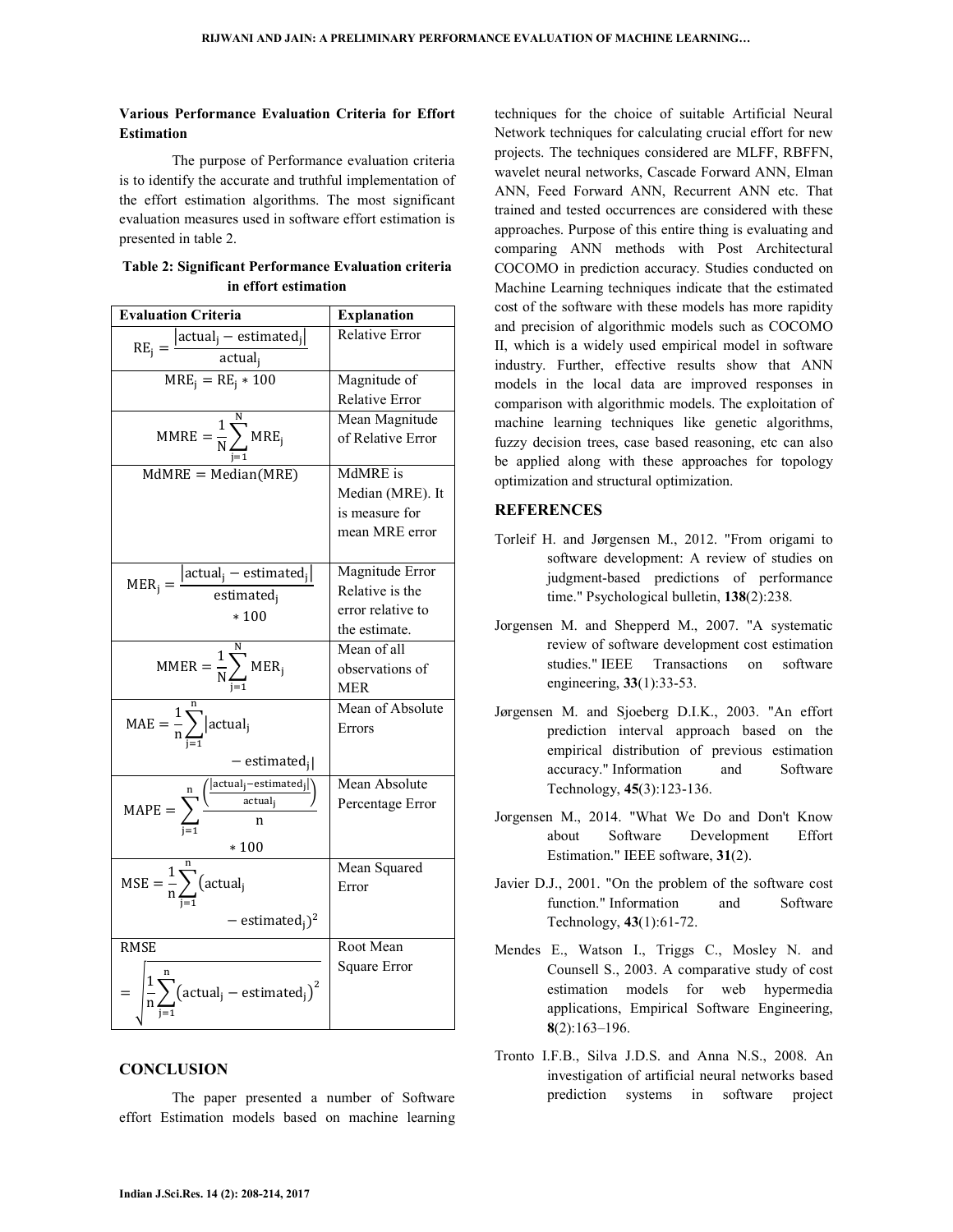### Various Performance Evaluation Criteria for Effort Estimation

The purpose of Performance evaluation criteria is to identify the accurate and truthful implementation of the effort estimation algorithms. The most significant evaluation measures used in software effort estimation is presented in table 2.

**Table 2: Significant Performance Evaluation criteria in effort estimation**

| Evaluation Criteria | Explanation |
|---|---|
| $\mathrm{RE_j} = \frac{\lvert \mathrm{actual_j} - \mathrm{estimated_j} \rvert}{\mathrm{actual_j}}$ | Relative Error |
| $\mathrm{MRE_j} = \mathrm{RE_j} * 100$ | Magnitude of Relative Error |
| $\mathrm{MMRE} = \frac{1}{\mathrm{N}} \sum_{\mathrm{j=1}}^{\mathrm{N}} \mathrm{MRE_j}$ | Mean Magnitude of Relative Error |
| $\mathrm{MdMRE} = \mathrm{Median(MRE)}$ | MdMRE is Median (MRE). It is measure for mean MRE error |
| $\mathrm{MER_j} = \frac{\lvert \mathrm{actual_j} - \mathrm{estimated_j} \rvert}{\mathrm{estimated_j}} * 100$ | Magnitude Error Relative is the error relative to the estimate. |
| $\mathrm{MMER} = \frac{1}{\mathrm{N}} \sum_{\mathrm{j=1}}^{\mathrm{N}} \mathrm{MER_j}$ | Mean of all observations of MER |
| $\mathrm{MAE} = \frac{1}{\mathrm{n}} \sum_{\mathrm{j=1}}^{\mathrm{n}} \lvert \mathrm{actual_j} - \mathrm{estimated_j} \rvert$ | Mean of Absolute Errors |
| $\mathrm{MAPE} = \sum_{\mathrm{j=1}}^{\mathrm{n}} \frac{\left( \frac{\lvert \mathrm{actual_j} - \mathrm{estimated_j} \rvert}{\mathrm{actual_j}} \right)}{\mathrm{n}} * 100$ | Mean Absolute Percentage Error |
| $\mathrm{MSE} = \frac{1}{\mathrm{n}} \sum_{\mathrm{j=1}}^{\mathrm{n}} (\mathrm{actual_j} - \mathrm{estimated_j})^2$ | Mean Squared Error |
| $\mathrm{RMSE} = \sqrt{\frac{1}{\mathrm{n}} \sum_{\mathrm{j=1}}^{\mathrm{n}} (\mathrm{actual_j} - \mathrm{estimated_j})^2}$ | Root Mean Square Error |

## CONCLUSION

The paper presented a number of Software effort Estimation models based on machine learning techniques for the choice of suitable Artificial Neural Network techniques for calculating crucial effort for new projects. The techniques considered are MLFF, RBFFN, wavelet neural networks, Cascade Forward ANN, Elman ANN, Feed Forward ANN, Recurrent ANN etc. That trained and tested occurrences are considered with these approaches. Purpose of this entire thing is evaluating and comparing ANN methods with Post Architectural COCOMO in prediction accuracy. Studies conducted on Machine Learning techniques indicate that the estimated cost of the software with these models has more rapidity and precision of algorithmic models such as COCOMO II, which is a widely used empirical model in software industry. Further, effective results show that ANN models in the local data are improved responses in comparison with algorithmic models. The exploitation of machine learning techniques like genetic algorithms, fuzzy decision trees, case based reasoning, etc can also be applied along with these approaches for topology optimization and structural optimization.

## REFERENCES

Torleif H. and Jørgensen M., 2012. "From origami to software development: A review of studies on judgment-based predictions of performance time." Psychological bulletin, **138**(2):238.

Jorgensen M. and Shepperd M., 2007. "A systematic review of software development cost estimation studies." IEEE Transactions on software engineering, **33**(1):33-53.

Jørgensen M. and Sjoeberg D.I.K., 2003. "An effort prediction interval approach based on the empirical distribution of previous estimation accuracy." Information and Software Technology, **45**(3):123-136.

Jorgensen M., 2014. "What We Do and Don't Know about Software Development Effort Estimation." IEEE software, **31**(2).

Javier D.J., 2001. "On the problem of the software cost function." Information and Software Technology, **43**(1):61-72.

Mendes E., Watson I., Triggs C., Mosley N. and Counsell S., 2003. A comparative study of cost estimation models for web hypermedia applications, Empirical Software Engineering, **8**(2):163–196.

Tronto I.F.B., Silva J.D.S. and Anna N.S., 2008. An investigation of artificial neural networks based prediction systems in software project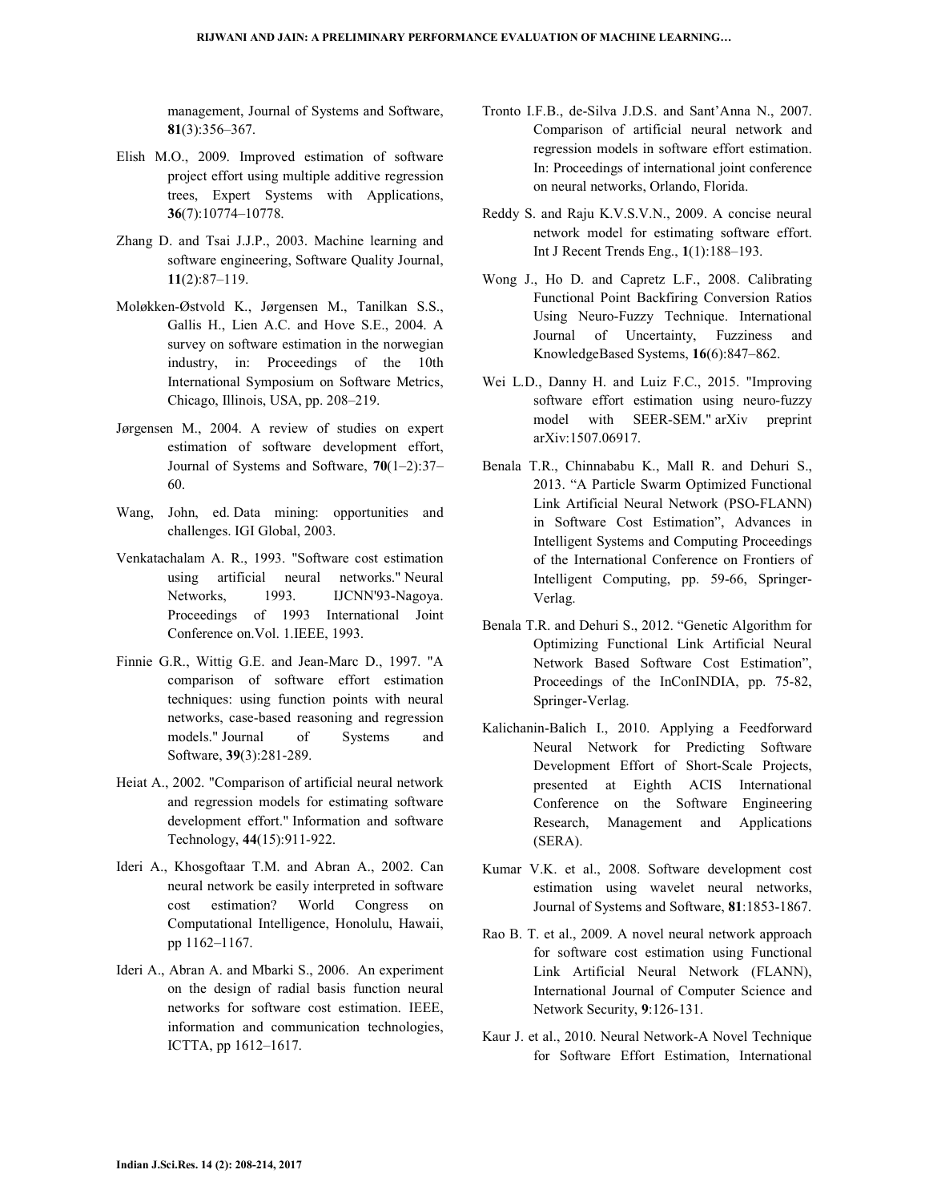management, Journal of Systems and Software, **81**(3):356–367.

Elish M.O., 2009. Improved estimation of software project effort using multiple additive regression trees, Expert Systems with Applications, **36**(7):10774–10778.

Zhang D. and Tsai J.J.P., 2003. Machine learning and software engineering, Software Quality Journal, **11**(2):87–119.

Moløkken-Østvold K., Jørgensen M., Tanilkan S.S., Gallis H., Lien A.C. and Hove S.E., 2004. A survey on software estimation in the norwegian industry, in: Proceedings of the 10th International Symposium on Software Metrics, Chicago, Illinois, USA, pp. 208–219.

Jørgensen M., 2004. A review of studies on expert estimation of software development effort, Journal of Systems and Software, **70**(1–2):37–60.

Wang, John, ed. Data mining: opportunities and challenges. IGI Global, 2003.

Venkatachalam A. R., 1993. "Software cost estimation using artificial neural networks." Neural Networks, 1993. IJCNN'93-Nagoya. Proceedings of 1993 International Joint Conference on.Vol. 1.IEEE, 1993.

Finnie G.R., Wittig G.E. and Jean-Marc D., 1997. "A comparison of software effort estimation techniques: using function points with neural networks, case-based reasoning and regression models." Journal of Systems and Software, **39**(3):281-289.

Heiat A., 2002. "Comparison of artificial neural network and regression models for estimating software development effort." Information and software Technology, **44**(15):911-922.

Ideri A., Khosgoftaar T.M. and Abran A., 2002. Can neural network be easily interpreted in software cost estimation? World Congress on Computational Intelligence, Honolulu, Hawaii, pp 1162–1167.

Ideri A., Abran A. and Mbarki S., 2006. An experiment on the design of radial basis function neural networks for software cost estimation. IEEE, information and communication technologies, ICTTA, pp 1612–1617.

Tronto I.F.B., de-Silva J.D.S. and Sant'Anna N., 2007. Comparison of artificial neural network and regression models in software effort estimation. In: Proceedings of international joint conference on neural networks, Orlando, Florida.

Reddy S. and Raju K.V.S.V.N., 2009. A concise neural network model for estimating software effort. Int J Recent Trends Eng., **1**(1):188–193.

Wong J., Ho D. and Capretz L.F., 2008. Calibrating Functional Point Backfiring Conversion Ratios Using Neuro-Fuzzy Technique. International Journal of Uncertainty, Fuzziness and KnowledgeBased Systems, **16**(6):847–862.

Wei L.D., Danny H. and Luiz F.C., 2015. "Improving software effort estimation using neuro-fuzzy model with SEER-SEM." arXiv preprint arXiv:1507.06917.

Benala T.R., Chinnababu K., Mall R. and Dehuri S., 2013. "A Particle Swarm Optimized Functional Link Artificial Neural Network (PSO-FLANN) in Software Cost Estimation", Advances in Intelligent Systems and Computing Proceedings of the International Conference on Frontiers of Intelligent Computing, pp. 59-66, Springer-Verlag.

Benala T.R. and Dehuri S., 2012. "Genetic Algorithm for Optimizing Functional Link Artificial Neural Network Based Software Cost Estimation", Proceedings of the InConINDIA, pp. 75-82, Springer-Verlag.

Kalichanin-Balich I., 2010. Applying a Feedforward Neural Network for Predicting Software Development Effort of Short-Scale Projects, presented at Eighth ACIS International Conference on the Software Engineering Research, Management and Applications (SERA).

Kumar V.K. et al., 2008. Software development cost estimation using wavelet neural networks, Journal of Systems and Software, **81**:1853-1867.

Rao B. T. et al., 2009. A novel neural network approach for software cost estimation using Functional Link Artificial Neural Network (FLANN), International Journal of Computer Science and Network Security, **9**:126-131.

Kaur J. et al., 2010. Neural Network-A Novel Technique for Software Effort Estimation, International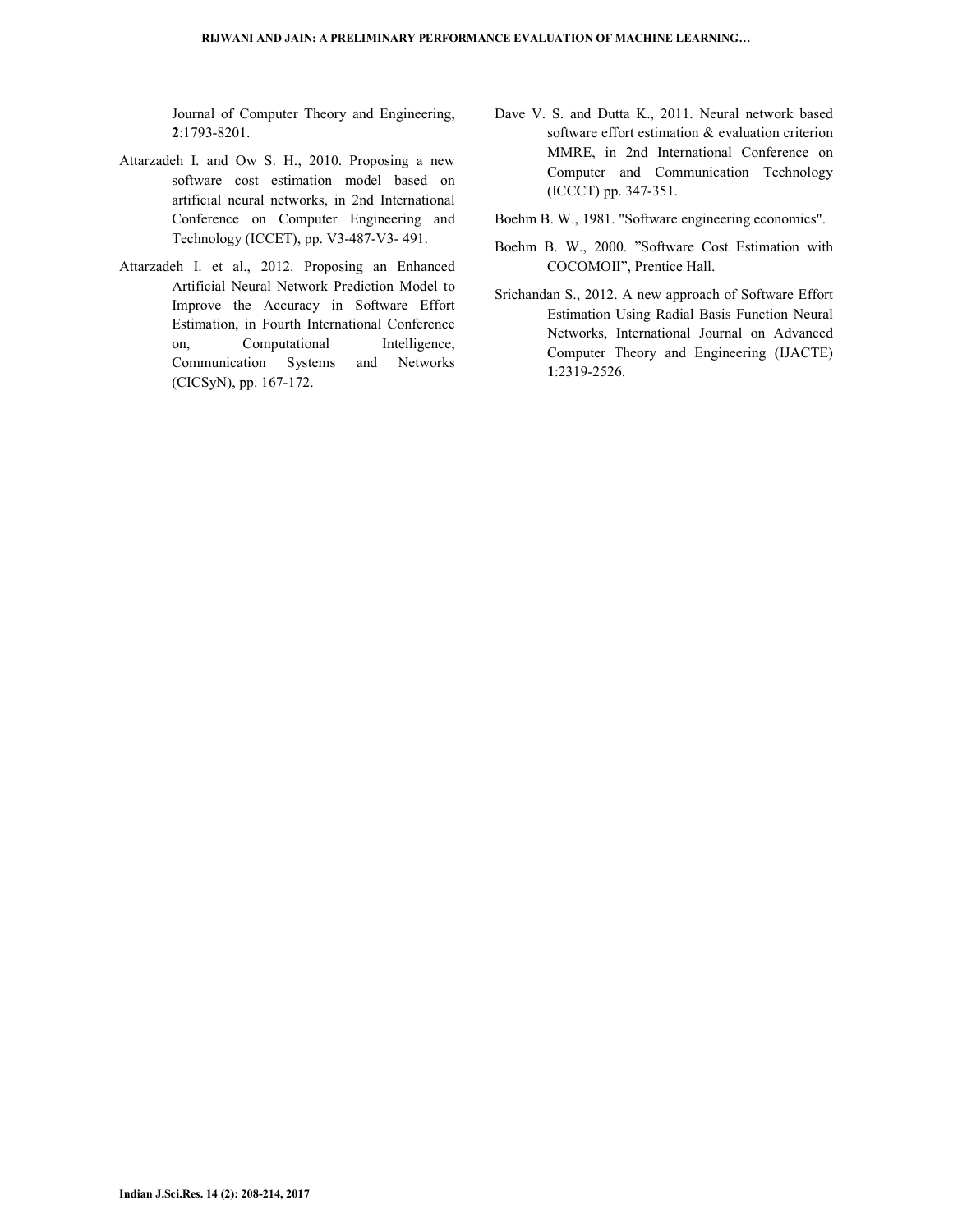Journal of Computer Theory and Engineering, **2**:1793-8201.

Attarzadeh I. and Ow S. H., 2010. Proposing a new software cost estimation model based on artificial neural networks, in 2nd International Conference on Computer Engineering and Technology (ICCET), pp. V3-487-V3- 491.

Attarzadeh I. et al., 2012. Proposing an Enhanced Artificial Neural Network Prediction Model to Improve the Accuracy in Software Effort Estimation, in Fourth International Conference on, Computational Intelligence, Communication Systems and Networks (CICSyN), pp. 167-172.

Dave V. S. and Dutta K., 2011. Neural network based software effort estimation & evaluation criterion MMRE, in 2nd International Conference on Computer and Communication Technology (ICCCT) pp. 347-351.

Boehm B. W., 1981. "Software engineering economics".

Boehm B. W., 2000. "Software Cost Estimation with COCOMOII", Prentice Hall.

Srichandan S., 2012. A new approach of Software Effort Estimation Using Radial Basis Function Neural Networks, International Journal on Advanced Computer Theory and Engineering (IJACTE) **1**:2319-2526.